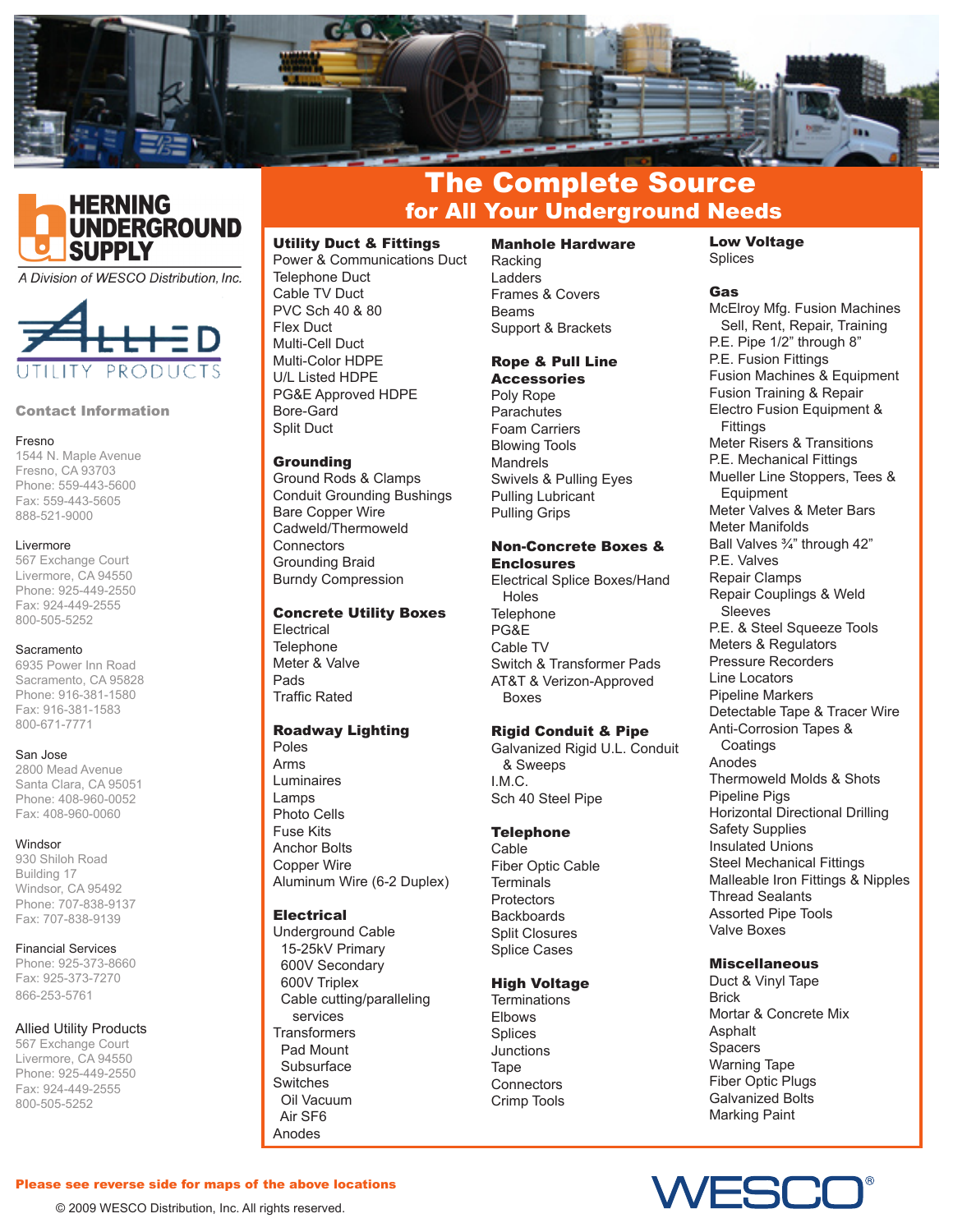# The Complete Source
## for All Your Underground Needs

**HERNING UNDERGROUND SUPPLY**

*A Division of WESCO Distribution, Inc.*

ALLIED UTILITY PRODUCTS

### Contact Information

**Fresno**
1544 N. Maple Avenue
Fresno, CA 93703
Phone: 559-443-5600
Fax: 559-443-5605
888-521-9000

**Livermore**
567 Exchange Court
Livermore, CA 94550
Phone: 925-449-2550
Fax: 924-449-2555
800-505-5252

**Sacramento**
6935 Power Inn Road
Sacramento, CA 95828
Phone: 916-381-1580
Fax: 916-381-1583
800-671-7771

**San Jose**
2800 Mead Avenue
Santa Clara, CA 95051
Phone: 408-960-0052
Fax: 408-960-0060

**Windsor**
930 Shiloh Road
Building 17
Windsor, CA 95492
Phone: 707-838-9137
Fax: 707-838-9139

**Financial Services**
Phone: 925-373-8660
Fax: 925-373-7270
866-253-5761

**Allied Utility Products**
567 Exchange Court
Livermore, CA 94550
Phone: 925-449-2550
Fax: 924-449-2555
800-505-5252

### Utility Duct & Fittings
- Power & Communications Duct
- Telephone Duct
- Cable TV Duct
- PVC Sch 40 & 80
- Flex Duct
- Multi-Cell Duct
- Multi-Color HDPE
- U/L Listed HDPE
- PG&E Approved HDPE
- Bore-Gard
- Split Duct

### Grounding
- Ground Rods & Clamps
- Conduit Grounding Bushings
- Bare Copper Wire
- Cadweld/Thermoweld
- Connectors
- Grounding Braid
- Burndy Compression

### Concrete Utility Boxes
- Electrical
- Telephone
- Meter & Valve
- Pads
- Traffic Rated

### Roadway Lighting
- Poles
- Arms
- Luminaires
- Lamps
- Photo Cells
- Fuse Kits
- Anchor Bolts
- Copper Wire
- Aluminum Wire (6-2 Duplex)

### Electrical
- Underground Cable
  - 15-25kV Primary
  - 600V Secondary
  - 600V Triplex
  - Cable cutting/paralleling services
- Transformers
  - Pad Mount
  - Subsurface
- Switches
  - Oil Vacuum
  - Air SF6
- Anodes

### Manhole Hardware
- Racking
- Ladders
- Frames & Covers
- Beams
- Support & Brackets

### Rope & Pull Line Accessories
- Poly Rope
- Parachutes
- Foam Carriers
- Blowing Tools
- Mandrels
- Swivels & Pulling Eyes
- Pulling Lubricant
- Pulling Grips

### Non-Concrete Boxes & Enclosures
- Electrical Splice Boxes/Hand Holes
- Telephone
- PG&E
- Cable TV
- Switch & Transformer Pads
- AT&T & Verizon-Approved Boxes

### Rigid Conduit & Pipe
- Galvanized Rigid U.L. Conduit & Sweeps
- I.M.C.
- Sch 40 Steel Pipe

### Telephone
- Cable
- Fiber Optic Cable
- Terminals
- Protectors
- Backboards
- Split Closures
- Splice Cases

### High Voltage
- Terminations
- Elbows
- Splices
- Junctions
- Tape
- Connectors
- Crimp Tools

### Low Voltage
- Splices

### Gas
- McElroy Mfg. Fusion Machines
  - Sell, Rent, Repair, Training
- P.E. Pipe 1/2" through 8"
- P.E. Fusion Fittings
- Fusion Machines & Equipment
- Fusion Training & Repair
- Electro Fusion Equipment & Fittings
- Meter Risers & Transitions
- P.E. Mechanical Fittings
- Mueller Line Stoppers, Tees & Equipment
- Meter Valves & Meter Bars
- Meter Manifolds
- Ball Valves ¾" through 42"
- P.E. Valves
- Repair Clamps
- Repair Couplings & Weld Sleeves
- P.E. & Steel Squeeze Tools
- Meters & Regulators
- Pressure Recorders
- Line Locators
- Pipeline Markers
- Detectable Tape & Tracer Wire
- Anti-Corrosion Tapes & Coatings
- Anodes
- Thermoweld Molds & Shots
- Pipeline Pigs
- Horizontal Directional Drilling
- Safety Supplies
- Insulated Unions
- Steel Mechanical Fittings
- Malleable Iron Fittings & Nipples
- Thread Sealants
- Assorted Pipe Tools
- Valve Boxes

### Miscellaneous
- Duct & Vinyl Tape
- Brick
- Mortar & Concrete Mix
- Asphalt
- Spacers
- Warning Tape
- Fiber Optic Plugs
- Galvanized Bolts
- Marking Paint

**Please see reverse side for maps of the above locations**

© 2009 WESCO Distribution, Inc. All rights reserved.

WESCO®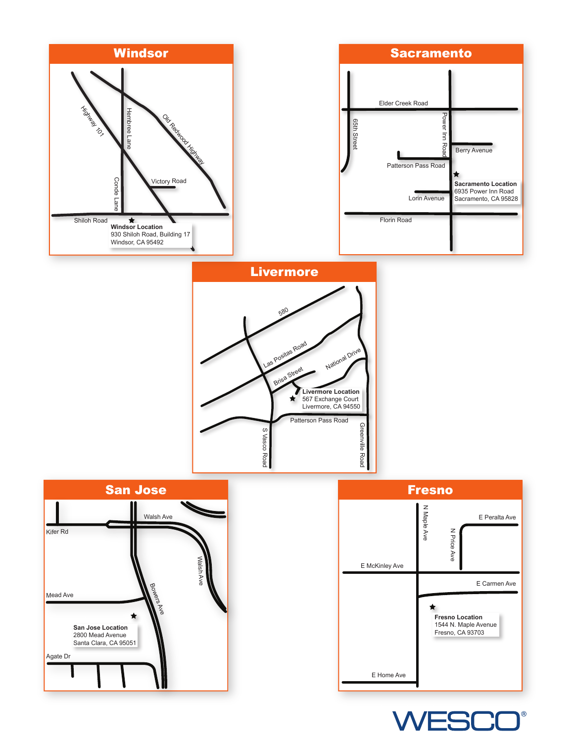## Windsor

Highway 101

Hembree Lane

Old Redwood Highway

Victory Road

Conde Lane

Shiloh Road

**Windsor Location**
930 Shiloh Road, Building 17
Windsor, CA 95492

## Sacramento

Elder Creek Road

65th Street

Power Inn Road

Berry Avenue

Patterson Pass Road

**Sacramento Location**
6935 Power Inn Road
Sacramento, CA 95828

Lorin Avenue

Florin Road

## Livermore

580

Las Positas Road

Brisa Street

National Drive

**Livermore Location**
567 Exchange Court
Livermore, CA 94550

Patterson Pass Road

S Vasco Road

Greenville Road

## San Jose

Walsh Ave

Kifer Rd

Walsh Ave

Bowers Ave

Mead Ave

**San Jose Location**
2800 Mead Avenue
Santa Clara, CA 95051

Agate Dr

## Fresno

N Maple Ave

E Peralta Ave

N Price Ave

E McKinley Ave

E Carmen Ave

**Fresno Location**
1544 N. Maple Avenue
Fresno, CA 93703

E Home Ave

WESCO®